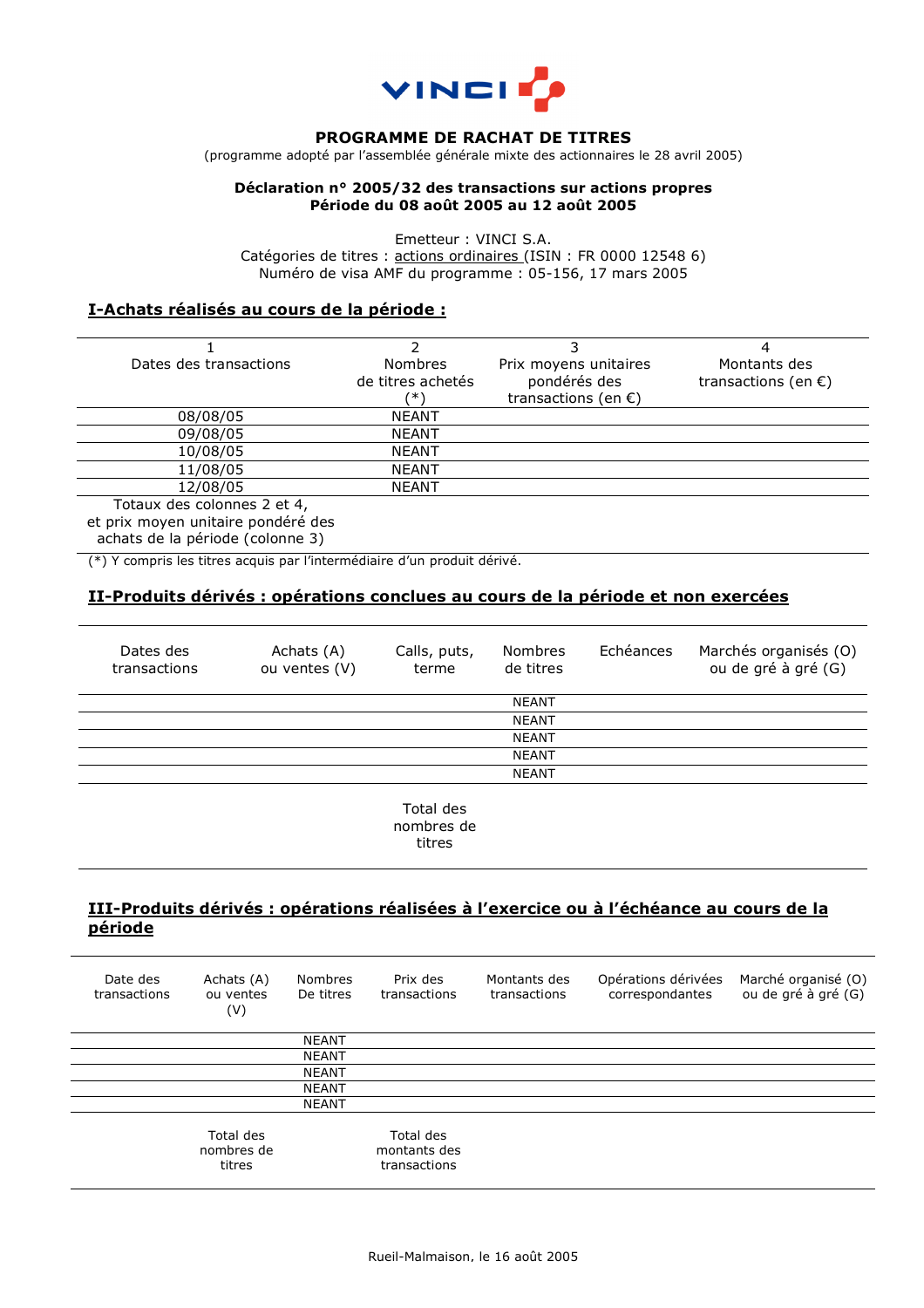VINCI

**PROGRAMME DE RACHAT DE TITRES**
(programme adopté par l'assemblée générale mixte des actionnaires le 28 avril 2005)

**Déclaration n° 2005/32 des transactions sur actions propres**
**Période du 08 août 2005 au 12 août 2005**

Emetteur : VINCI S.A.
Catégories de titres : actions ordinaires (ISIN : FR 0000 12548 6)
Numéro de visa AMF du programme : 05-156, 17 mars 2005

## I-Achats réalisés au cours de la période :

| 1<br>Dates des transactions | 2<br>Nombres de titres achetés (*) | 3<br>Prix moyens unitaires pondérés des transactions (en €) | 4<br>Montants des transactions (en €) |
|---|---|---|---|
| 08/08/05 | NEANT | | |
| 09/08/05 | NEANT | | |
| 10/08/05 | NEANT | | |
| 11/08/05 | NEANT | | |
| 12/08/05 | NEANT | | |
| Totaux des colonnes 2 et 4, et prix moyen unitaire pondéré des achats de la période (colonne 3) | | | |

(*) Y compris les titres acquis par l'intermédiaire d'un produit dérivé.

## II-Produits dérivés : opérations conclues au cours de la période et non exercées

| Dates des transactions | Achats (A) ou ventes (V) | Calls, puts, terme | Nombres de titres | Echéances | Marchés organisés (O) ou de gré à gré (G) |
|---|---|---|---|---|---|
| | | | NEANT | | |
| | | | NEANT | | |
| | | | NEANT | | |
| | | | NEANT | | |
| | | | NEANT | | |
| | | Total des nombres de titres | | | |

## III-Produits dérivés : opérations réalisées à l'exercice ou à l'échéance au cours de la période

| Date des transactions | Achats (A) ou ventes (V) | Nombres De titres | Prix des transactions | Montants des transactions | Opérations dérivées correspondantes | Marché organisé (O) ou de gré à gré (G) |
|---|---|---|---|---|---|---|
| | | NEANT | | | | |
| | | NEANT | | | | |
| | | NEANT | | | | |
| | | NEANT | | | | |
| | | NEANT | | | | |
| | Total des nombres de titres | | Total des montants des transactions | | | |

Rueil-Malmaison, le 16 août 2005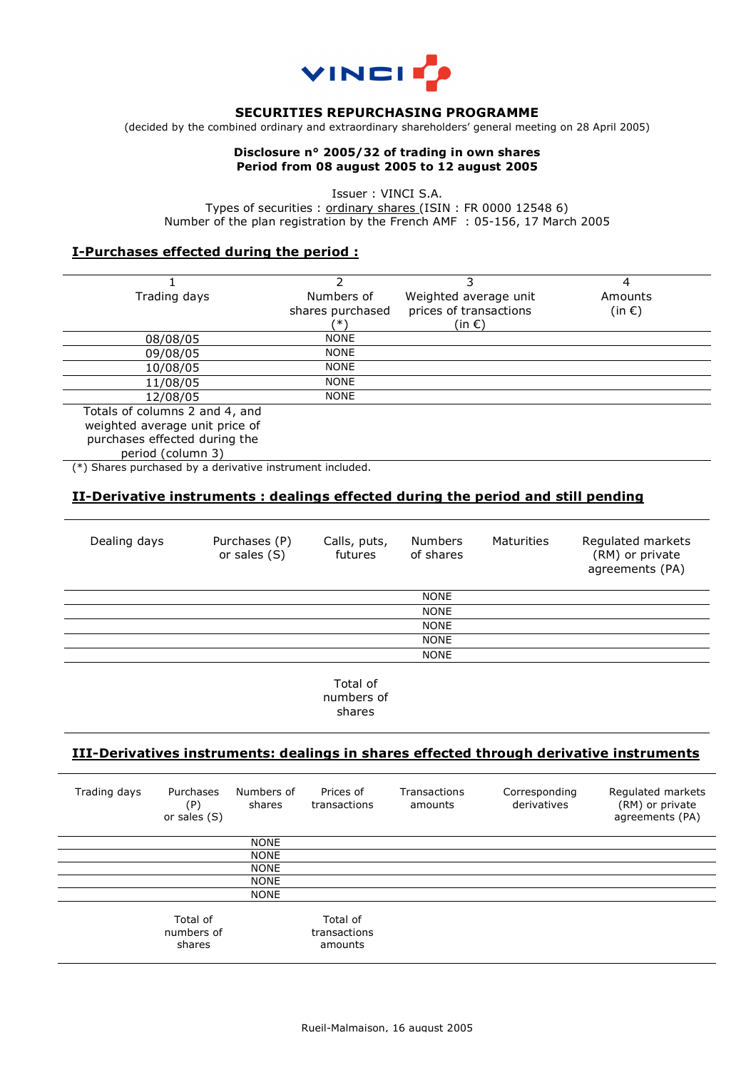**SECURITIES REPURCHASING PROGRAMME**

(decided by the combined ordinary and extraordinary shareholders' general meeting on 28 April 2005)

**Disclosure n° 2005/32 of trading in own shares**
**Period from 08 august 2005 to 12 august 2005**

Issuer : VINCI S.A.
Types of securities : ordinary shares (ISIN : FR 0000 12548 6)
Number of the plan registration by the French AMF : 05-156, 17 March 2005

## I-Purchases effected during the period :

| 1<br>Trading days | 2<br>Numbers of shares purchased (*) | 3<br>Weighted average unit prices of transactions (in €) | 4<br>Amounts (in €) |
|---|---|---|---|
| 08/08/05 | NONE | | |
| 09/08/05 | NONE | | |
| 10/08/05 | NONE | | |
| 11/08/05 | NONE | | |
| 12/08/05 | NONE | | |
| Totals of columns 2 and 4, and weighted average unit price of purchases effected during the period (column 3) | | | |

(*) Shares purchased by a derivative instrument included.

## II-Derivative instruments : dealings effected during the period and still pending

| Dealing days | Purchases (P) or sales (S) | Calls, puts, futures | Numbers of shares | Maturities | Regulated markets (RM) or private agreements (PA) |
|---|---|---|---|---|---|
| | | | NONE | | |
| | | | NONE | | |
| | | | NONE | | |
| | | | NONE | | |
| | | | NONE | | |
| | | Total of numbers of shares | | | |

## III-Derivatives instruments: dealings in shares effected through derivative instruments

| Trading days | Purchases (P) or sales (S) | Numbers of shares | Prices of transactions | Transactions amounts | Corresponding derivatives | Regulated markets (RM) or private agreements (PA) |
|---|---|---|---|---|---|---|
| | | NONE | | | | |
| | | NONE | | | | |
| | | NONE | | | | |
| | | NONE | | | | |
| | | NONE | | | | |
| | Total of numbers of shares | | Total of transactions amounts | | | |

Rueil-Malmaison, 16 august 2005